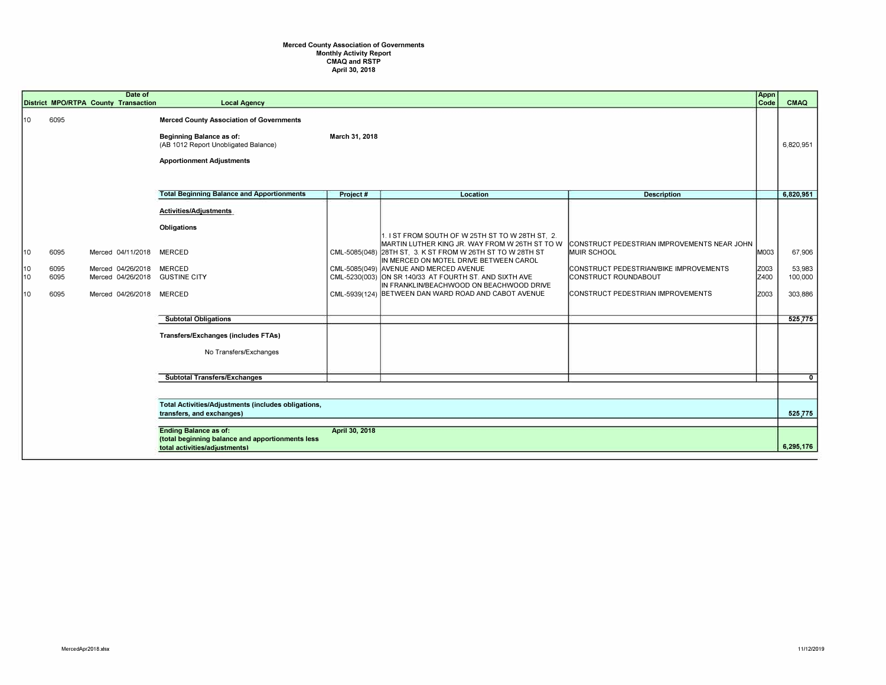**Merced County Association of Governments**
**Monthly Activity Report**
**CMAQ and RSTP**
**April 30, 2018**

| District | MPO/RTPA | County | Date of Transaction | Local Agency | Project # | Location | Description | Appn Code | CMAQ |
|---|---|---|---|---|---|---|---|---|---|
| 10 | 6095 | | | **Merced County Association of Governments** | | | | | |
| | | | | **Beginning Balance as of:** (AB 1012 Report Unobligated Balance) | **March 31, 2018** | | | | 6,820,951 |
| | | | | **Apportionment Adjustments** | | | | | |
| | | | | **Total Beginning Balance and Apportionments** | | | | | **6,820,951** |
| | | | | **Activities/Adjustments** | | | | | |
| | | | | **Obligations** | | | | | |
| 10 | 6095 | Merced | 04/11/2018 | MERCED | CML-5085(048) | 1. I ST FROM SOUTH OF W 25TH ST TO W 28TH ST, 2. MARTIN LUTHER KING JR. WAY FROM W 26TH ST TO W 28TH ST, 3. K ST FROM W 26TH ST TO W 28TH ST | CONSTRUCT PEDESTRIAN IMPROVEMENTS NEAR JOHN MUIR SCHOOL | M003 | 67,906 |
| 10 | 6095 | Merced | 04/26/2018 | MERCED | CML-5085(049) | IN MERCED ON MOTEL DRIVE BETWEEN CAROL AVENUE AND MERCED AVENUE | CONSTRUCT PEDESTRIAN/BIKE IMPROVEMENTS | Z003 | 53,983 |
| 10 | 6095 | Merced | 04/26/2018 | GUSTINE CITY | CML-5230(003) | ON SR 140/33 AT FOURTH ST. AND SIXTH AVE | CONSTRUCT ROUNDABOUT | Z400 | 100,000 |
| 10 | 6095 | Merced | 04/26/2018 | MERCED | CML-5939(124) | IN FRANKLIN/BEACHWOOD ON BEACHWOOD DRIVE BETWEEN DAN WARD ROAD AND CABOT AVENUE | CONSTRUCT PEDESTRIAN IMPROVEMENTS | Z003 | 303,886 |
| | | | | **Subtotal Obligations** | | | | | **525,775** |
| | | | | **Transfers/Exchanges (includes FTAs)** | | | | | |
| | | | | No Transfers/Exchanges | | | | | |
| | | | | **Subtotal Transfers/Exchanges** | | | | | **0** |
| | | | | **Total Activities/Adjustments (includes obligations, transfers, and exchanges)** | | | | | **525,775** |
| | | | | **Ending Balance as of:** (total beginning balance and apportionments less total activities/adjustments) | **April 30, 2018** | | | | **6,295,176** |

MercedApr2018.xlsx 11/12/2019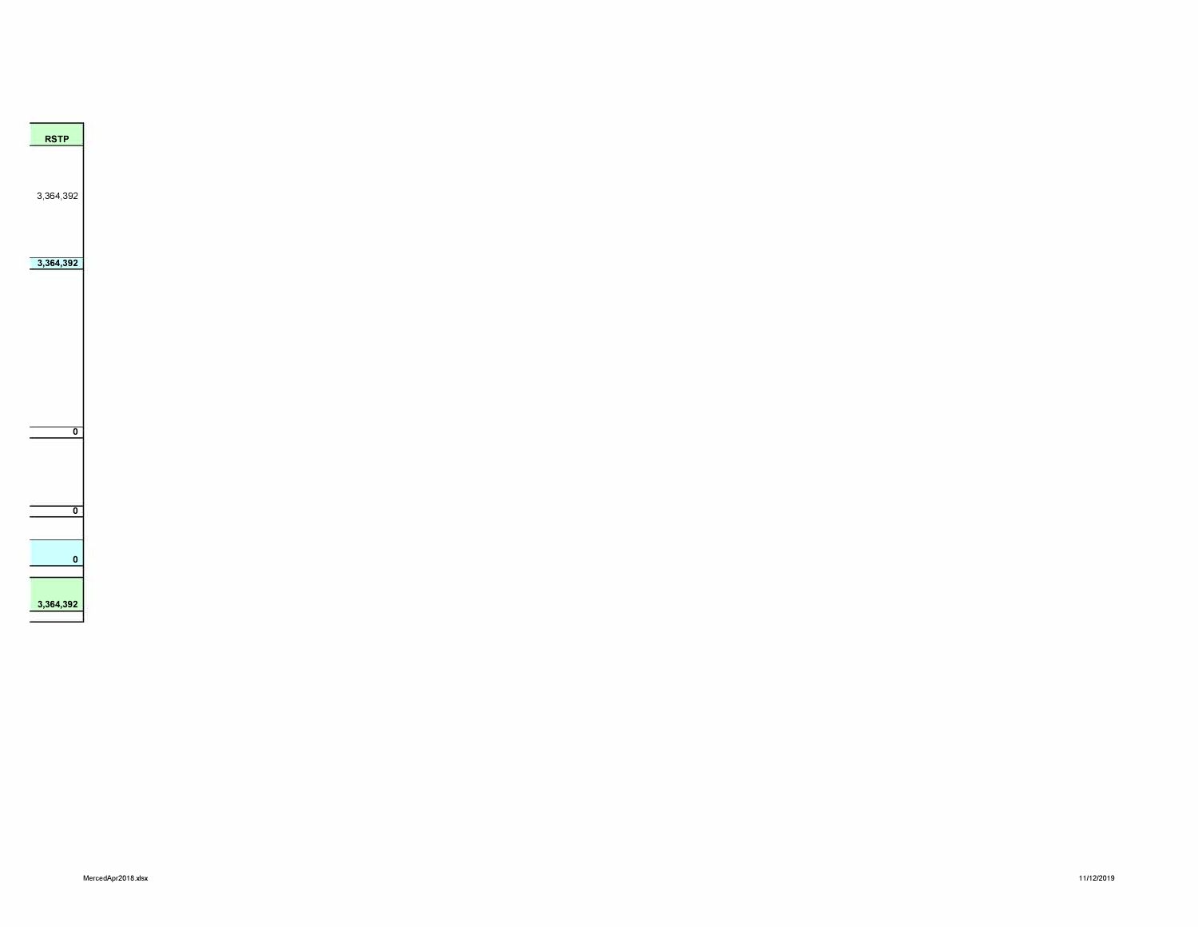| RSTP |
| --- |
| 3,364,392 |
| **3,364,392** |
| **0** |
| **0** |
| **0** |
| **3,364,392** |

MercedApr2018.xlsx

11/12/2019